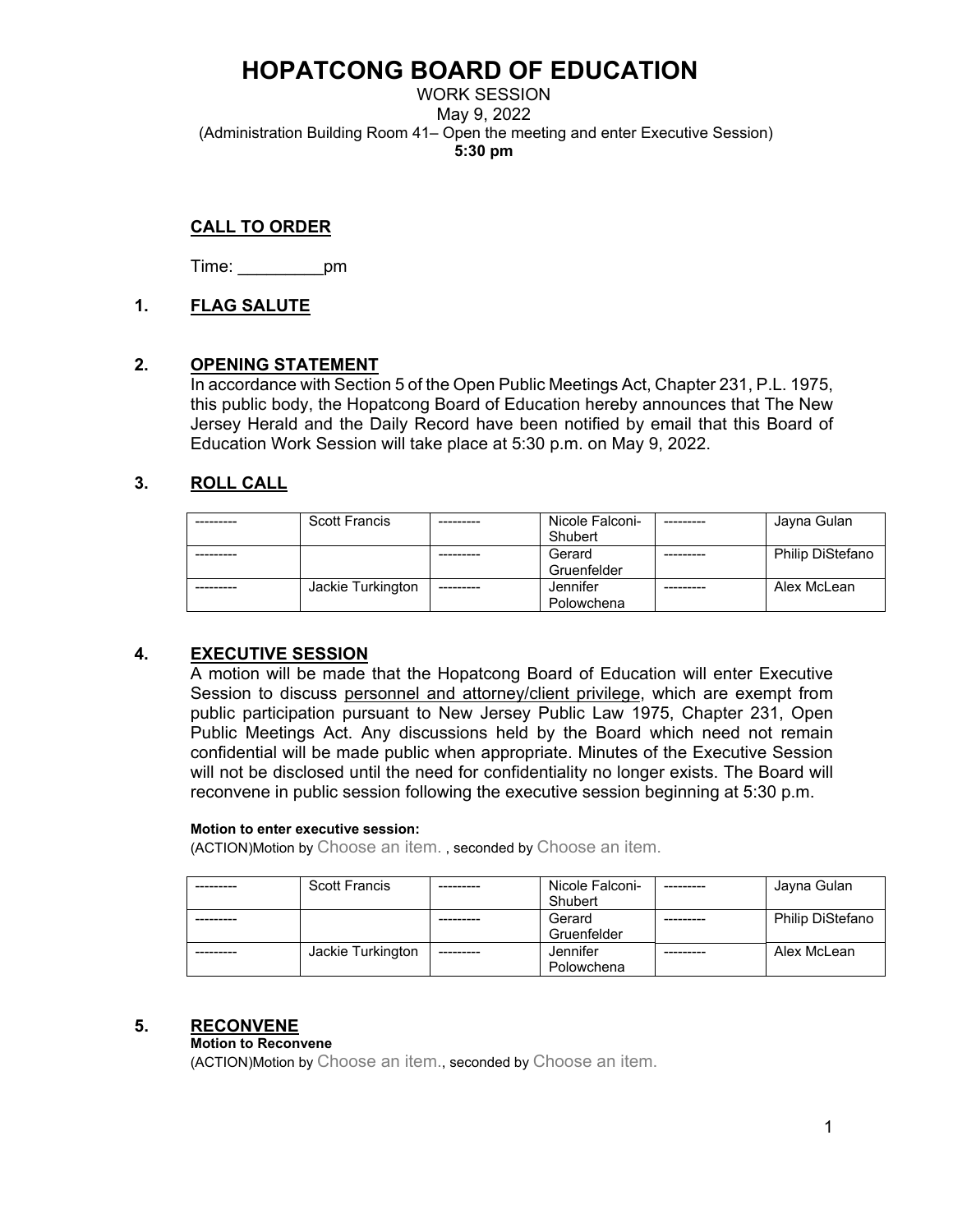# HOPATCONG BOARD OF EDUCATION

WORK SESSION
May 9, 2022
(Administration Building Room 41– Open the meeting and enter Executive Session)
**5:30 pm**

## CALL TO ORDER

Time: _________pm

## 1. FLAG SALUTE

## 2. OPENING STATEMENT

In accordance with Section 5 of the Open Public Meetings Act, Chapter 231, P.L. 1975, this public body, the Hopatcong Board of Education hereby announces that The New Jersey Herald and the Daily Record have been notified by email that this Board of Education Work Session will take place at 5:30 p.m. on May 9, 2022.

## 3. ROLL CALL

| --------- | Scott Francis | --------- | Nicole Falconi-Shubert | --------- | Jayna Gulan |
|---|---|---|---|---|---|
| --------- | | --------- | Gerard Gruenfelder | --------- | Philip DiStefano |
| --------- | Jackie Turkington | --------- | Jennifer Polowchena | --------- | Alex McLean |

## 4. EXECUTIVE SESSION

A motion will be made that the Hopatcong Board of Education will enter Executive Session to discuss personnel and attorney/client privilege, which are exempt from public participation pursuant to New Jersey Public Law 1975, Chapter 231, Open Public Meetings Act. Any discussions held by the Board which need not remain confidential will be made public when appropriate. Minutes of the Executive Session will not be disclosed until the need for confidentiality no longer exists. The Board will reconvene in public session following the executive session beginning at 5:30 p.m.

**Motion to enter executive session:**
(ACTION)Motion by Choose an item. , seconded by Choose an item.

| --------- | Scott Francis | --------- | Nicole Falconi-Shubert | --------- | Jayna Gulan |
|---|---|---|---|---|---|
| --------- | | --------- | Gerard Gruenfelder | --------- | Philip DiStefano |
| --------- | Jackie Turkington | --------- | Jennifer Polowchena | --------- | Alex McLean |

## 5. RECONVENE

**Motion to Reconvene**
(ACTION)Motion by Choose an item., seconded by Choose an item.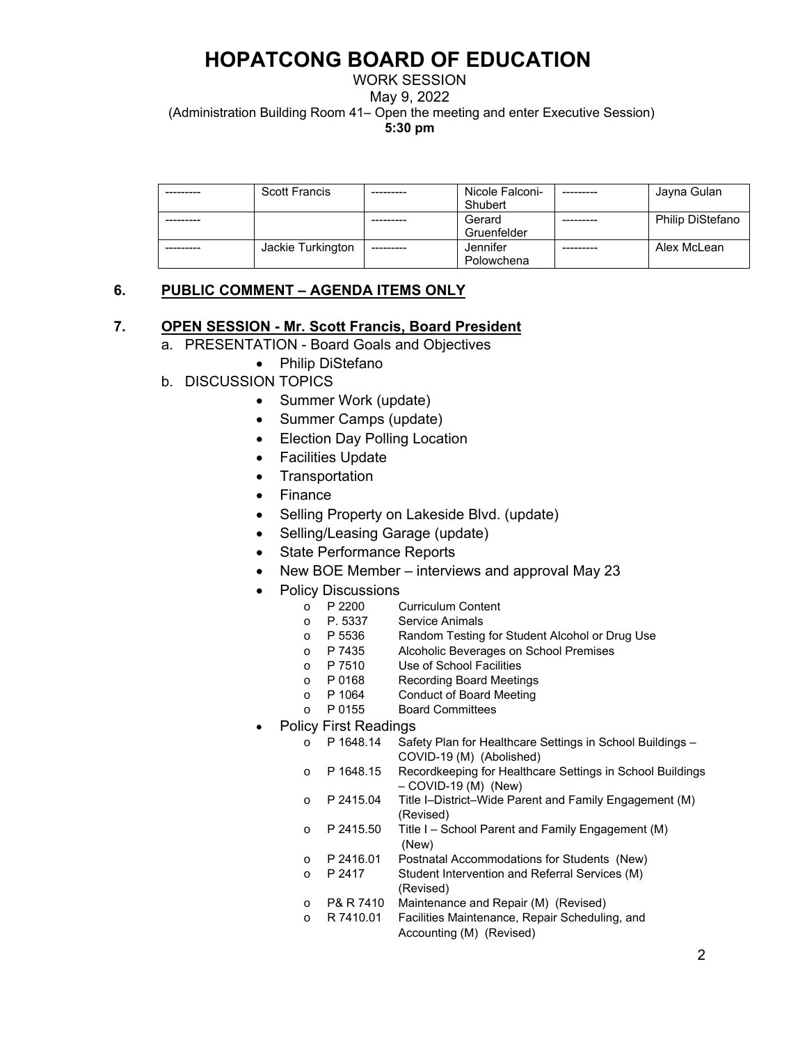# HOPATCONG BOARD OF EDUCATION

WORK SESSION

May 9, 2022

(Administration Building Room 41– Open the meeting and enter Executive Session)

**5:30 pm**

| --------- | Scott Francis | --------- | Nicole Falconi-Shubert | --------- | Jayna Gulan |
|---|---|---|---|---|---|
| --------- | | --------- | Gerard Gruenfelder | --------- | Philip DiStefano |
| --------- | Jackie Turkington | --------- | Jennifer Polowchena | --------- | Alex McLean |

## 6. PUBLIC COMMENT – AGENDA ITEMS ONLY

## 7. OPEN SESSION - Mr. Scott Francis, Board President

a. PRESENTATION - Board Goals and Objectives
   - Philip DiStefano

b. DISCUSSION TOPICS
   - Summer Work (update)
   - Summer Camps (update)
   - Election Day Polling Location
   - Facilities Update
   - Transportation
   - Finance
   - Selling Property on Lakeside Blvd. (update)
   - Selling/Leasing Garage (update)
   - State Performance Reports
   - New BOE Member – interviews and approval May 23
   - Policy Discussions
     - P 2200 Curriculum Content
     - P. 5337 Service Animals
     - P 5536 Random Testing for Student Alcohol or Drug Use
     - P 7435 Alcoholic Beverages on School Premises
     - P 7510 Use of School Facilities
     - P 0168 Recording Board Meetings
     - P 1064 Conduct of Board Meeting
     - P 0155 Board Committees
   - Policy First Readings
     - P 1648.14 Safety Plan for Healthcare Settings in School Buildings – COVID-19 (M) (Abolished)
     - P 1648.15 Recordkeeping for Healthcare Settings in School Buildings – COVID-19 (M) (New)
     - P 2415.04 Title I–District–Wide Parent and Family Engagement (M) (Revised)
     - P 2415.50 Title I – School Parent and Family Engagement (M) (New)
     - P 2416.01 Postnatal Accommodations for Students (New)
     - P 2417 Student Intervention and Referral Services (M) (Revised)
     - P& R 7410 Maintenance and Repair (M) (Revised)
     - R 7410.01 Facilities Maintenance, Repair Scheduling, and Accounting (M) (Revised)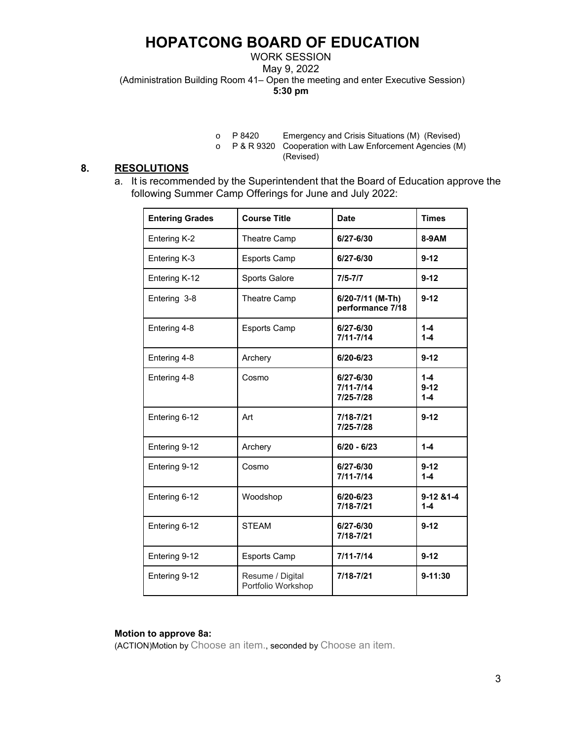# HOPATCONG BOARD OF EDUCATION

WORK SESSION
May 9, 2022
(Administration Building Room 41– Open the meeting and enter Executive Session)
**5:30 pm**

- o P 8420 Emergency and Crisis Situations (M) (Revised)
- o P & R 9320 Cooperation with Law Enforcement Agencies (M) (Revised)

## 8. RESOLUTIONS

a. It is recommended by the Superintendent that the Board of Education approve the following Summer Camp Offerings for June and July 2022:

| Entering Grades | Course Title | Date | Times |
|---|---|---|---|
| Entering K-2 | Theatre Camp | **6/27-6/30** | **8-9AM** |
| Entering K-3 | Esports Camp | **6/27-6/30** | **9-12** |
| Entering K-12 | Sports Galore | **7/5-7/7** | **9-12** |
| Entering 3-8 | Theatre Camp | **6/20-7/11 (M-Th) performance 7/18** | **9-12** |
| Entering 4-8 | Esports Camp | **6/27-6/30<br>7/11-7/14** | **1-4<br>1-4** |
| Entering 4-8 | Archery | **6/20-6/23** | **9-12** |
| Entering 4-8 | Cosmo | **6/27-6/30<br>7/11-7/14<br>7/25-7/28** | **1-4<br>9-12<br>1-4** |
| Entering 6-12 | Art | **7/18-7/21<br>7/25-7/28** | **9-12** |
| Entering 9-12 | Archery | **6/20 - 6/23** | **1-4** |
| Entering 9-12 | Cosmo | **6/27-6/30<br>7/11-7/14** | **9-12<br>1-4** |
| Entering 6-12 | Woodshop | **6/20-6/23<br>7/18-7/21** | **9-12 &1-4<br>1-4** |
| Entering 6-12 | STEAM | **6/27-6/30<br>7/18-7/21** | **9-12** |
| Entering 9-12 | Esports Camp | **7/11-7/14** | **9-12** |
| Entering 9-12 | Resume / Digital Portfolio Workshop | **7/18-7/21** | **9-11:30** |

**Motion to approve 8a:**
(ACTION)Motion by Choose an item., seconded by Choose an item.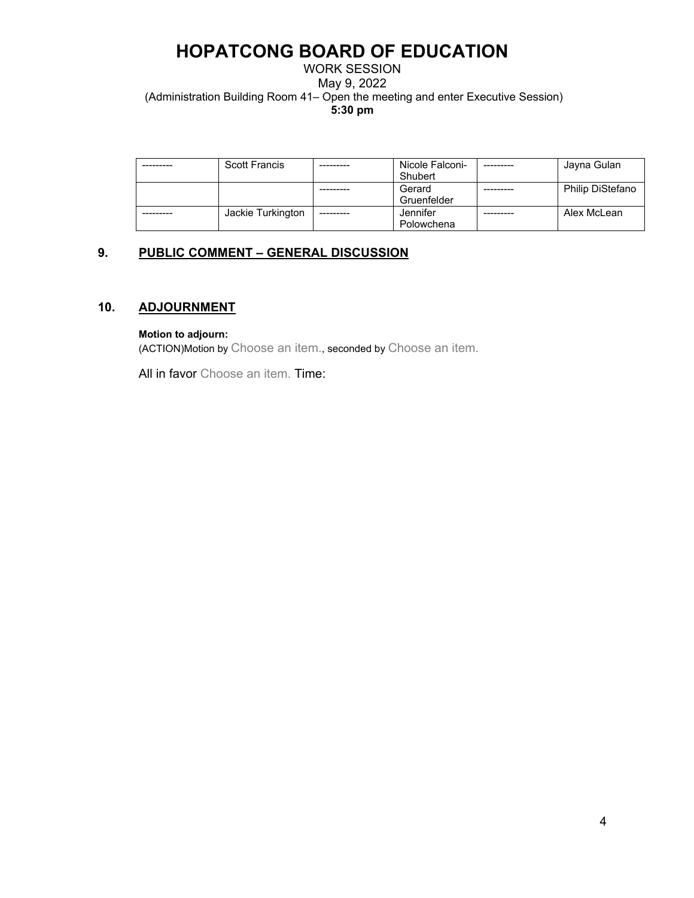# HOPATCONG BOARD OF EDUCATION

WORK SESSION
May 9, 2022
(Administration Building Room 41– Open the meeting and enter Executive Session)
**5:30 pm**

| | | | | | |
|---|---|---|---|---|---|
| --------- | Scott Francis | --------- | Nicole Falconi-Shubert | --------- | Jayna Gulan |
| | | --------- | Gerard Gruenfelder | --------- | Philip DiStefano |
| --------- | Jackie Turkington | --------- | Jennifer Polowchena | --------- | Alex McLean |

## 9. PUBLIC COMMENT – GENERAL DISCUSSION

## 10. ADJOURNMENT

**Motion to adjourn:**
(ACTION)Motion by Choose an item., seconded by Choose an item.

All in favor Choose an item. Time: